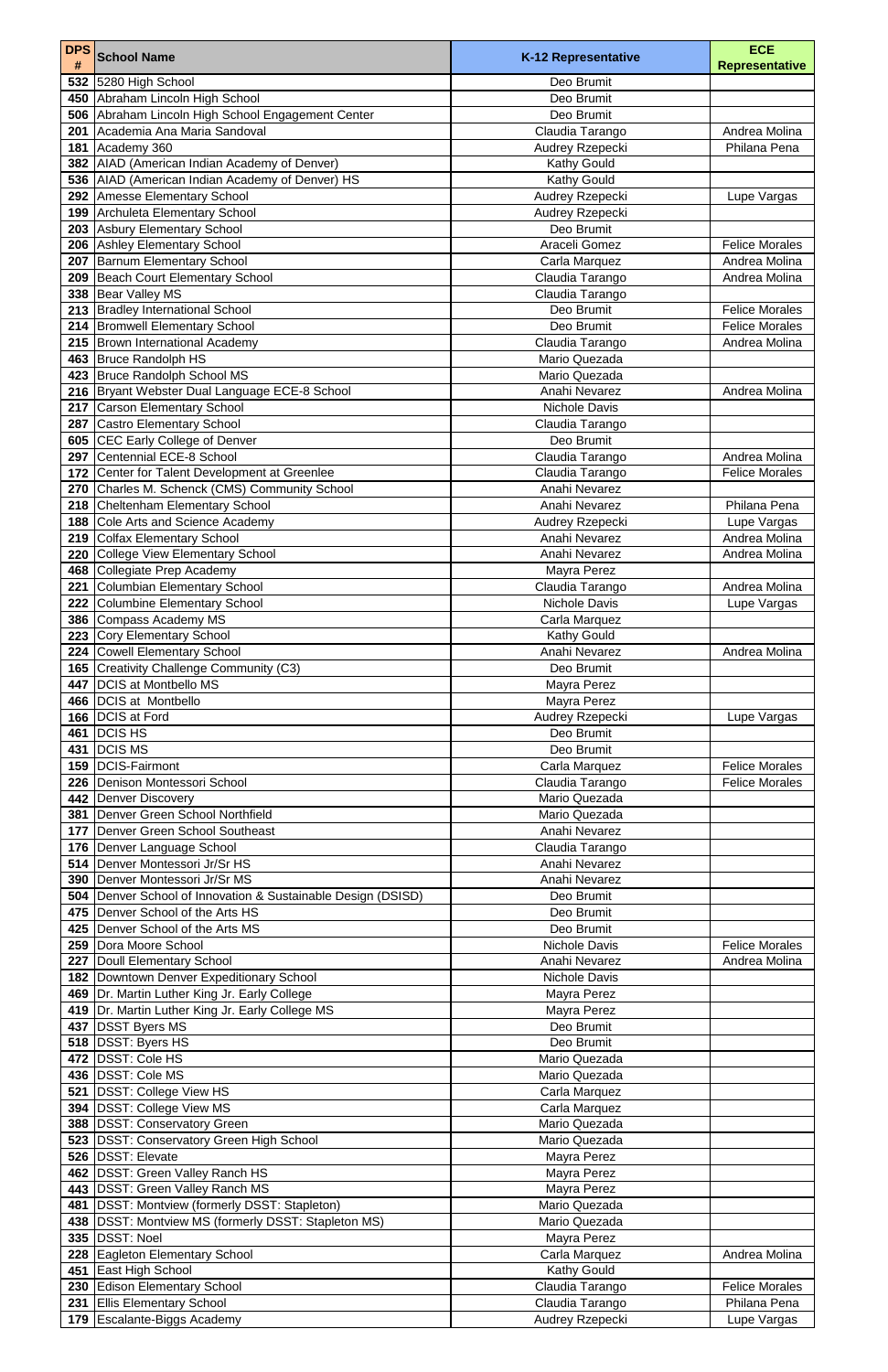| DPS # | School Name | K-12 Representative | ECE Representative |
|---|---|---|---|
| 532 | 5280 High School | Deo Brumit | |
| 450 | Abraham Lincoln High School | Deo Brumit | |
| 506 | Abraham Lincoln High School Engagement Center | Deo Brumit | |
| 201 | Academia Ana Maria Sandoval | Claudia Tarango | Andrea Molina |
| 181 | Academy 360 | Audrey Rzepecki | Philana Pena |
| 382 | AIAD (American Indian Academy of Denver) | Kathy Gould | |
| 536 | AIAD (American Indian Academy of Denver) HS | Kathy Gould | |
| 292 | Amesse Elementary School | Audrey Rzepecki | Lupe Vargas |
| 199 | Archuleta Elementary School | Audrey Rzepecki | |
| 203 | Asbury Elementary School | Deo Brumit | |
| 206 | Ashley Elementary School | Araceli Gomez | Felice Morales |
| 207 | Barnum Elementary School | Carla Marquez | Andrea Molina |
| 209 | Beach Court Elementary School | Claudia Tarango | Andrea Molina |
| 338 | Bear Valley MS | Claudia Tarango | |
| 213 | Bradley International School | Deo Brumit | Felice Morales |
| 214 | Bromwell Elementary School | Deo Brumit | Felice Morales |
| 215 | Brown International Academy | Claudia Tarango | Andrea Molina |
| 463 | Bruce Randolph HS | Mario Quezada | |
| 423 | Bruce Randolph School MS | Mario Quezada | |
| 216 | Bryant Webster Dual Language ECE-8 School | Anahi Nevarez | Andrea Molina |
| 217 | Carson Elementary School | Nichole Davis | |
| 287 | Castro Elementary School | Claudia Tarango | |
| 605 | CEC Early College of Denver | Deo Brumit | |
| 297 | Centennial ECE-8 School | Claudia Tarango | Andrea Molina |
| 172 | Center for Talent Development at Greenlee | Claudia Tarango | Felice Morales |
| 270 | Charles M. Schenck (CMS) Community School | Anahi Nevarez | |
| 218 | Cheltenham Elementary School | Anahi Nevarez | Philana Pena |
| 188 | Cole Arts and Science Academy | Audrey Rzepecki | Lupe Vargas |
| 219 | Colfax Elementary School | Anahi Nevarez | Andrea Molina |
| 220 | College View Elementary School | Anahi Nevarez | Andrea Molina |
| 468 | Collegiate Prep Academy | Mayra Perez | |
| 221 | Columbian Elementary School | Claudia Tarango | Andrea Molina |
| 222 | Columbine Elementary School | Nichole Davis | Lupe Vargas |
| 386 | Compass Academy MS | Carla Marquez | |
| 223 | Cory Elementary School | Kathy Gould | |
| 224 | Cowell Elementary School | Anahi Nevarez | Andrea Molina |
| 165 | Creativity Challenge Community (C3) | Deo Brumit | |
| 447 | DCIS at Montbello MS | Mayra Perez | |
| 466 | DCIS at Montbello | Mayra Perez | |
| 166 | DCIS at Ford | Audrey Rzepecki | Lupe Vargas |
| 461 | DCIS HS | Deo Brumit | |
| 431 | DCIS MS | Deo Brumit | |
| 159 | DCIS-Fairmont | Carla Marquez | Felice Morales |
| 226 | Denison Montessori School | Claudia Tarango | Felice Morales |
| 442 | Denver Discovery | Mario Quezada | |
| 381 | Denver Green School Northfield | Mario Quezada | |
| 177 | Denver Green School Southeast | Anahi Nevarez | |
| 176 | Denver Language School | Claudia Tarango | |
| 514 | Denver Montessori Jr/Sr HS | Anahi Nevarez | |
| 390 | Denver Montessori Jr/Sr MS | Anahi Nevarez | |
| 504 | Denver School of Innovation & Sustainable Design (DSISD) | Deo Brumit | |
| 475 | Denver School of the Arts HS | Deo Brumit | |
| 425 | Denver School of the Arts MS | Deo Brumit | |
| 259 | Dora Moore School | Nichole Davis | Felice Morales |
| 227 | Doull Elementary School | Anahi Nevarez | Andrea Molina |
| 182 | Downtown Denver Expeditionary School | Nichole Davis | |
| 469 | Dr. Martin Luther King Jr. Early College | Mayra Perez | |
| 419 | Dr. Martin Luther King Jr. Early College MS | Mayra Perez | |
| 437 | DSST Byers MS | Deo Brumit | |
| 518 | DSST: Byers HS | Deo Brumit | |
| 472 | DSST: Cole HS | Mario Quezada | |
| 436 | DSST: Cole MS | Mario Quezada | |
| 521 | DSST: College View HS | Carla Marquez | |
| 394 | DSST: College View MS | Carla Marquez | |
| 388 | DSST: Conservatory Green | Mario Quezada | |
| 523 | DSST: Conservatory Green High School | Mario Quezada | |
| 526 | DSST: Elevate | Mayra Perez | |
| 462 | DSST: Green Valley Ranch HS | Mayra Perez | |
| 443 | DSST: Green Valley Ranch MS | Mayra Perez | |
| 481 | DSST: Montview (formerly DSST: Stapleton) | Mario Quezada | |
| 438 | DSST: Montview MS (formerly DSST: Stapleton MS) | Mario Quezada | |
| 335 | DSST: Noel | Mayra Perez | |
| 228 | Eagleton Elementary School | Carla Marquez | Andrea Molina |
| 451 | East High School | Kathy Gould | |
| 230 | Edison Elementary School | Claudia Tarango | Felice Morales |
| 231 | Ellis Elementary School | Claudia Tarango | Philana Pena |
| 179 | Escalante-Biggs Academy | Audrey Rzepecki | Lupe Vargas |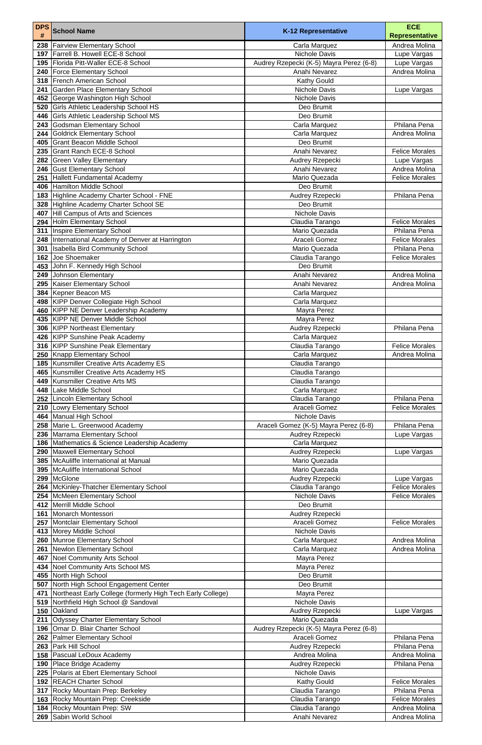| DPS # | School Name | K-12 Representative | ECE Representative |
|---|---|---|---|
| 238 | Fairview Elementary School | Carla Marquez | Andrea Molina |
| 197 | Farrell B. Howell ECE-8 School | Nichole Davis | Lupe Vargas |
| 195 | Florida Pitt-Waller ECE-8 School | Audrey Rzepecki (K-5) Mayra Perez (6-8) | Lupe Vargas |
| 240 | Force Elementary School | Anahi Nevarez | Andrea Molina |
| 318 | French American School | Kathy Gould | |
| 241 | Garden Place Elementary School | Nichole Davis | Lupe Vargas |
| 452 | George Washington High School | Nichole Davis | |
| 520 | Girls Athletic Leadership School HS | Deo Brumit | |
| 446 | Girls Athletic Leadership School MS | Deo Brumit | |
| 243 | Godsman Elementary School | Carla Marquez | Philana Pena |
| 244 | Goldrick Elementary School | Carla Marquez | Andrea Molina |
| 405 | Grant Beacon Middle School | Deo Brumit | |
| 235 | Grant Ranch ECE-8 School | Anahi Nevarez | Felice Morales |
| 282 | Green Valley Elementary | Audrey Rzepecki | Lupe Vargas |
| 246 | Gust Elementary School | Anahi Nevarez | Andrea Molina |
| 251 | Hallett Fundamental Academy | Mario Quezada | Felice Morales |
| 406 | Hamilton Middle School | Deo Brumit | |
| 183 | Highline Academy Charter School - FNE | Audrey Rzepecki | Philana Pena |
| 328 | Highline Academy Charter School SE | Deo Brumit | |
| 407 | Hill Campus of Arts and Sciences | Nichole Davis | |
| 294 | Holm Elementary School | Claudia Tarango | Felice Morales |
| 311 | Inspire Elementary School | Mario Quezada | Philana Pena |
| 248 | International Academy of Denver at Harrington | Araceli Gomez | Felice Morales |
| 301 | Isabella Bird Community School | Mario Quezada | Philana Pena |
| 162 | Joe Shoemaker | Claudia Tarango | Felice Morales |
| 453 | John F. Kennedy High School | Deo Brumit | |
| 249 | Johnson Elementary | Anahi Nevarez | Andrea Molina |
| 295 | Kaiser Elementary School | Anahi Nevarez | Andrea Molina |
| 384 | Kepner Beacon MS | Carla Marquez | |
| 498 | KIPP Denver Collegiate High School | Carla Marquez | |
| 460 | KIPP NE Denver Leadership Academy | Mayra Perez | |
| 435 | KIPP NE Denver Middle School | Mayra Perez | |
| 306 | KIPP Northeast Elementary | Audrey Rzepecki | Philana Pena |
| 426 | KIPP Sunshine Peak Academy | Carla Marquez | |
| 316 | KIPP Sunshine Peak Elementary | Claudia Tarango | Felice Morales |
| 250 | Knapp Elementary School | Carla Marquez | Andrea Molina |
| 185 | Kunsmiller Creative Arts Academy ES | Claudia Tarango | |
| 465 | Kunsmiller Creative Arts Academy HS | Claudia Tarango | |
| 449 | Kunsmiller Creative Arts MS | Claudia Tarango | |
| 448 | Lake Middle School | Carla Marquez | |
| 252 | Lincoln Elementary School | Claudia Tarango | Philana Pena |
| 210 | Lowry Elementary School | Araceli Gomez | Felice Morales |
| 464 | Manual High School | Nichole Davis | |
| 258 | Marie L. Greenwood Academy | Araceli Gomez (K-5) Mayra Perez (6-8) | Philana Pena |
| 236 | Marrama Elementary School | Audrey Rzepecki | Lupe Vargas |
| 186 | Mathematics & Science Leadership Academy | Carla Marquez | |
| 290 | Maxwell Elementary School | Audrey Rzepecki | Lupe Vargas |
| 385 | McAuliffe International at Manual | Mario Quezada | |
| 395 | McAuliffe International School | Mario Quezada | |
| 299 | McGlone | Audrey Rzepecki | Lupe Vargas |
| 264 | McKinley-Thatcher Elementary School | Claudia Tarango | Felice Morales |
| 254 | McMeen Elementary School | Nichole Davis | Felice Morales |
| 412 | Merrill Middle School | Deo Brumit | |
| 161 | Monarch Montessori | Audrey Rzepecki | |
| 257 | Montclair Elementary School | Araceli Gomez | Felice Morales |
| 413 | Morey Middle School | Nichole Davis | |
| 260 | Munroe Elementary School | Carla Marquez | Andrea Molina |
| 261 | Newlon Elementary School | Carla Marquez | Andrea Molina |
| 467 | Noel Community Arts School | Mayra Perez | |
| 434 | Noel Community Arts School MS | Mayra Perez | |
| 455 | North High School | Deo Brumit | |
| 507 | North High School Engagement Center | Deo Brumit | |
| 471 | Northeast Early College (formerly High Tech Early College) | Mayra Perez | |
| 519 | Northfield High School @ Sandoval | Nichole Davis | |
| 150 | Oakland | Audrey Rzepecki | Lupe Vargas |
| 211 | Odyssey Charter Elementary School | Mario Quezada | |
| 196 | Omar D. Blair Charter School | Audrey Rzepecki (K-5) Mayra Perez (6-8) | |
| 262 | Palmer Elementary School | Araceli Gomez | Philana Pena |
| 263 | Park Hill School | Audrey Rzepecki | Philana Pena |
| 158 | Pascual LeDoux Academy | Andrea Molina | Andrea Molina |
| 190 | Place Bridge Academy | Audrey Rzepecki | Philana Pena |
| 225 | Polaris at Ebert Elementary School | Nichole Davis | |
| 192 | REACH Charter School | Kathy Gould | Felice Morales |
| 317 | Rocky Mountain Prep: Berkeley | Claudia Tarango | Philana Pena |
| 163 | Rocky Mountain Prep: Creekside | Claudia Tarango | Felice Morales |
| 184 | Rocky Mountain Prep: SW | Claudia Tarango | Andrea Molina |
| 269 | Sabin World School | Anahi Nevarez | Andrea Molina |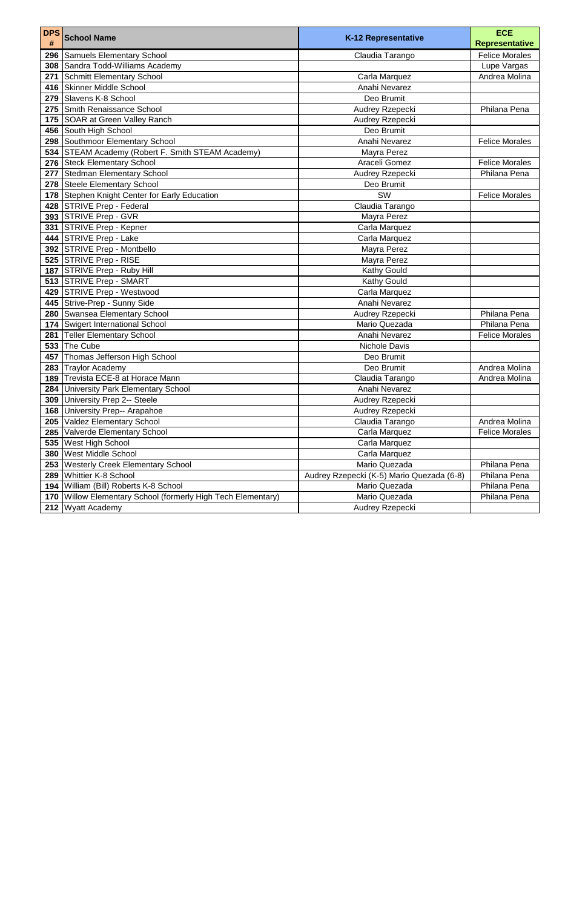| DPS # | School Name | K-12 Representative | ECE Representative |
|---|---|---|---|
| 296 | Samuels Elementary School | Claudia Tarango | Felice Morales |
| 308 | Sandra Todd-Williams Academy | | Lupe Vargas |
| 271 | Schmitt Elementary School | Carla Marquez | Andrea Molina |
| 416 | Skinner Middle School | Anahi Nevarez | |
| 279 | Slavens K-8 School | Deo Brumit | |
| 275 | Smith Renaissance School | Audrey Rzepecki | Philana Pena |
| 175 | SOAR at Green Valley Ranch | Audrey Rzepecki | |
| 456 | South High School | Deo Brumit | |
| 298 | Southmoor Elementary School | Anahi Nevarez | Felice Morales |
| 534 | STEAM Academy (Robert F. Smith STEAM Academy) | Mayra Perez | |
| 276 | Steck Elementary School | Araceli Gomez | Felice Morales |
| 277 | Stedman Elementary School | Audrey Rzepecki | Philana Pena |
| 278 | Steele Elementary School | Deo Brumit | |
| 178 | Stephen Knight Center for Early Education | SW | Felice Morales |
| 428 | STRIVE Prep - Federal | Claudia Tarango | |
| 393 | STRIVE Prep - GVR | Mayra Perez | |
| 331 | STRIVE Prep - Kepner | Carla Marquez | |
| 444 | STRIVE Prep - Lake | Carla Marquez | |
| 392 | STRIVE Prep - Montbello | Mayra Perez | |
| 525 | STRIVE Prep - RISE | Mayra Perez | |
| 187 | STRIVE Prep - Ruby Hill | Kathy Gould | |
| 513 | STRIVE Prep - SMART | Kathy Gould | |
| 429 | STRIVE Prep - Westwood | Carla Marquez | |
| 445 | Strive-Prep - Sunny Side | Anahi Nevarez | |
| 280 | Swansea Elementary School | Audrey Rzepecki | Philana Pena |
| 174 | Swigert International School | Mario Quezada | Philana Pena |
| 281 | Teller Elementary School | Anahi Nevarez | Felice Morales |
| 533 | The Cube | Nichole Davis | |
| 457 | Thomas Jefferson High School | Deo Brumit | |
| 283 | Traylor Academy | Deo Brumit | Andrea Molina |
| 189 | Trevista ECE-8 at Horace Mann | Claudia Tarango | Andrea Molina |
| 284 | University Park Elementary School | Anahi Nevarez | |
| 309 | University Prep 2-- Steele | Audrey Rzepecki | |
| 168 | University Prep-- Arapahoe | Audrey Rzepecki | |
| 205 | Valdez Elementary School | Claudia Tarango | Andrea Molina |
| 285 | Valverde Elementary School | Carla Marquez | Felice Morales |
| 535 | West High School | Carla Marquez | |
| 380 | West Middle School | Carla Marquez | |
| 253 | Westerly Creek Elementary School | Mario Quezada | Philana Pena |
| 289 | Whittier K-8 School | Audrey Rzepecki (K-5) Mario Quezada (6-8) | Philana Pena |
| 194 | William (Bill) Roberts K-8 School | Mario Quezada | Philana Pena |
| 170 | Willow Elementary School (formerly High Tech Elementary) | Mario Quezada | Philana Pena |
| 212 | Wyatt Academy | Audrey Rzepecki | |